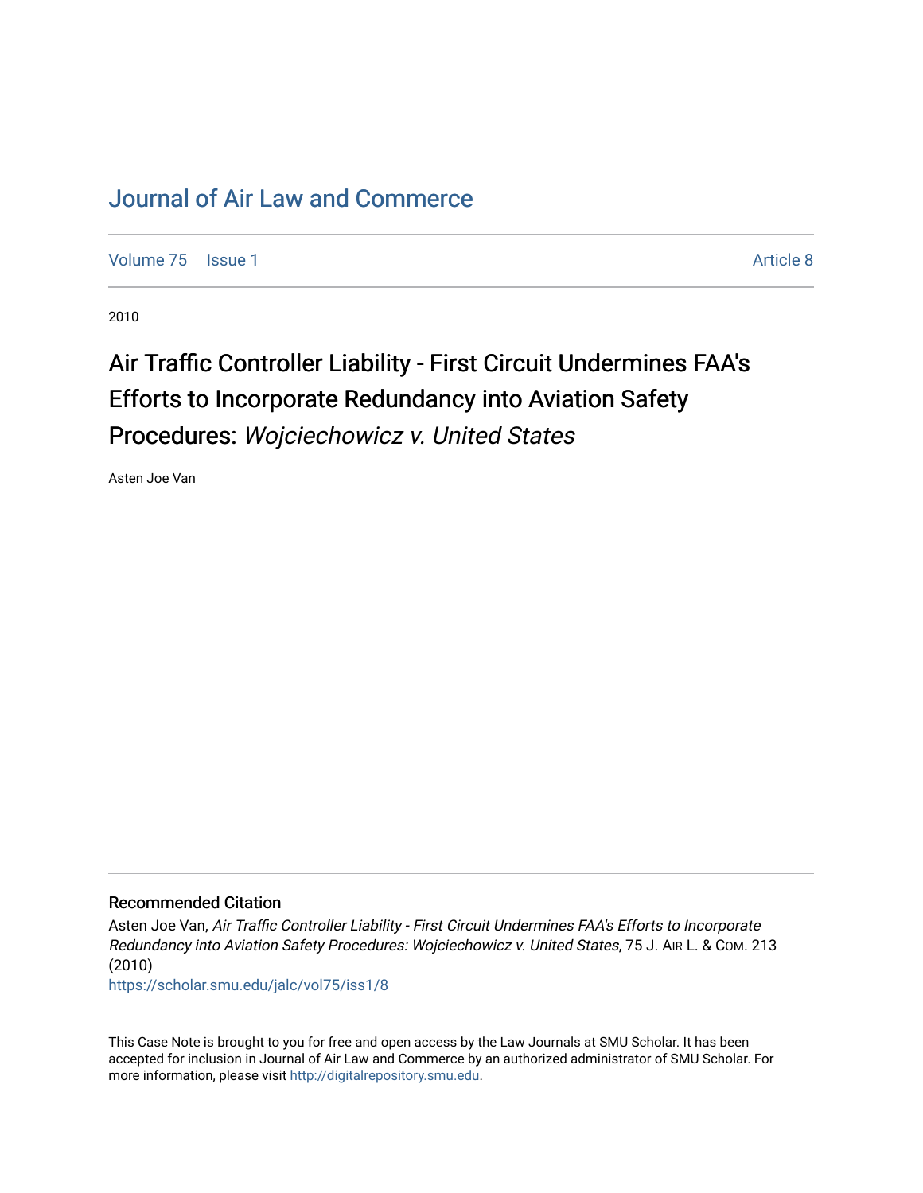# Journal of Air Law and Commerce

Volume 75 | Issue 1 | Article 8

2010

## Air Traffic Controller Liability - First Circuit Undermines FAA's Efforts to Incorporate Redundancy into Aviation Safety Procedures: *Wojciechowicz v. United States*

Asten Joe Van

### Recommended Citation

Asten Joe Van, *Air Traffic Controller Liability - First Circuit Undermines FAA's Efforts to Incorporate Redundancy into Aviation Safety Procedures: Wojciechowicz v. United States*, 75 J. AIR L. & COM. 213 (2010)
https://scholar.smu.edu/jalc/vol75/iss1/8

This Case Note is brought to you for free and open access by the Law Journals at SMU Scholar. It has been accepted for inclusion in Journal of Air Law and Commerce by an authorized administrator of SMU Scholar. For more information, please visit http://digitalrepository.smu.edu.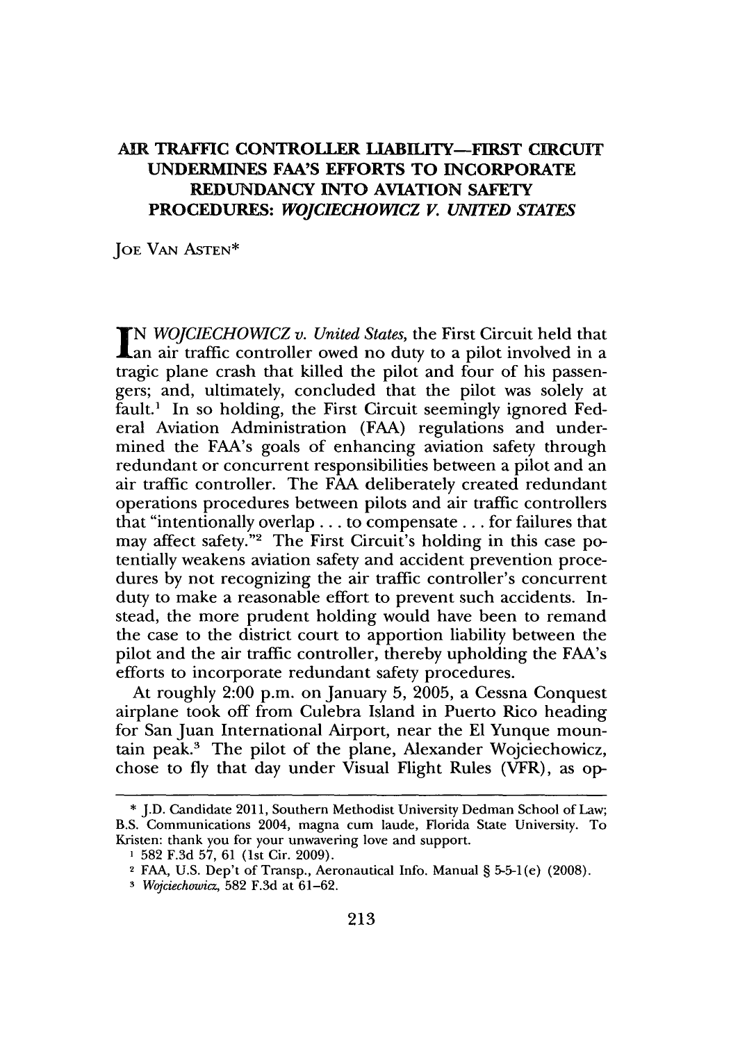# AIR TRAFFIC CONTROLLER LIABILITY—FIRST CIRCUIT UNDERMINES FAA'S EFFORTS TO INCORPORATE REDUNDANCY INTO AVIATION SAFETY PROCEDURES: *WOJCIECHOWICZ V. UNITED STATES*

JOE VAN ASTEN*

IN *WOJCIECHOWICZ v. United States*, the First Circuit held that an air traffic controller owed no duty to a pilot involved in a tragic plane crash that killed the pilot and four of his passengers; and, ultimately, concluded that the pilot was solely at fault.[1] In so holding, the First Circuit seemingly ignored Federal Aviation Administration (FAA) regulations and undermined the FAA's goals of enhancing aviation safety through redundant or concurrent responsibilities between a pilot and an air traffic controller. The FAA deliberately created redundant operations procedures between pilots and air traffic controllers that "intentionally overlap . . . to compensate . . . for failures that may affect safety."[2] The First Circuit's holding in this case potentially weakens aviation safety and accident prevention procedures by not recognizing the air traffic controller's concurrent duty to make a reasonable effort to prevent such accidents. Instead, the more prudent holding would have been to remand the case to the district court to apportion liability between the pilot and the air traffic controller, thereby upholding the FAA's efforts to incorporate redundant safety procedures.

At roughly 2:00 p.m. on January 5, 2005, a Cessna Conquest airplane took off from Culebra Island in Puerto Rico heading for San Juan International Airport, near the El Yunque mountain peak.[3] The pilot of the plane, Alexander Wojciechowicz, chose to fly that day under Visual Flight Rules (VFR), as op-

---

\* J.D. Candidate 2011, Southern Methodist University Dedman School of Law; B.S. Communications 2004, magna cum laude, Florida State University. To Kristen: thank you for your unwavering love and support.

[1] 582 F.3d 57, 61 (1st Cir. 2009).

[2] FAA, U.S. Dep't of Transp., Aeronautical Info. Manual § 5-5-1(e) (2008).

[3] *Wojciechowicz*, 582 F.3d at 61–62.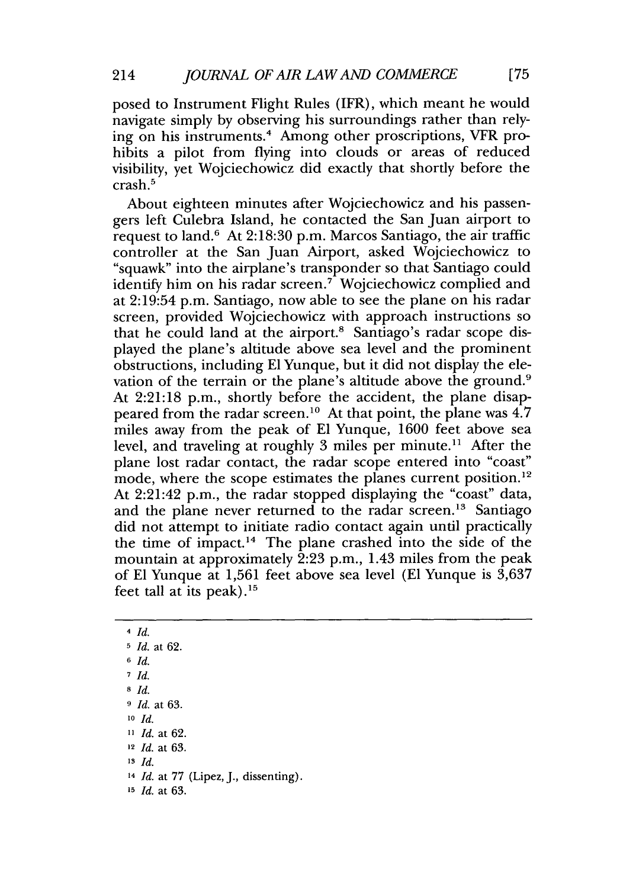posed to Instrument Flight Rules (IFR), which meant he would navigate simply by observing his surroundings rather than relying on his instruments.[4] Among other proscriptions, VFR prohibits a pilot from flying into clouds or areas of reduced visibility, yet Wojciechowicz did exactly that shortly before the crash.[5]

About eighteen minutes after Wojciechowicz and his passengers left Culebra Island, he contacted the San Juan airport to request to land.[6] At 2:18:30 p.m. Marcos Santiago, the air traffic controller at the San Juan Airport, asked Wojciechowicz to "squawk" into the airplane's transponder so that Santiago could identify him on his radar screen.[7] Wojciechowicz complied and at 2:19:54 p.m. Santiago, now able to see the plane on his radar screen, provided Wojciechowicz with approach instructions so that he could land at the airport.[8] Santiago's radar scope displayed the plane's altitude above sea level and the prominent obstructions, including El Yunque, but it did not display the elevation of the terrain or the plane's altitude above the ground.[9] At 2:21:18 p.m., shortly before the accident, the plane disappeared from the radar screen.[10] At that point, the plane was 4.7 miles away from the peak of El Yunque, 1600 feet above sea level, and traveling at roughly 3 miles per minute.[11] After the plane lost radar contact, the radar scope entered into "coast" mode, where the scope estimates the planes current position.[12] At 2:21:42 p.m., the radar stopped displaying the "coast" data, and the plane never returned to the radar screen.[13] Santiago did not attempt to initiate radio contact again until practically the time of impact.[14] The plane crashed into the side of the mountain at approximately 2:23 p.m., 1.43 miles from the peak of El Yunque at 1,561 feet above sea level (El Yunque is 3,637 feet tall at its peak).[15]

---

[4] *Id.*

[5] *Id.* at 62.

[6] *Id.*

[7] *Id.*

[8] *Id.*

[9] *Id.* at 63.

[10] *Id.*

[11] *Id.* at 62.

[12] *Id.* at 63.

[13] *Id.*

[14] *Id.* at 77 (Lipez, J., dissenting).

[15] *Id.* at 63.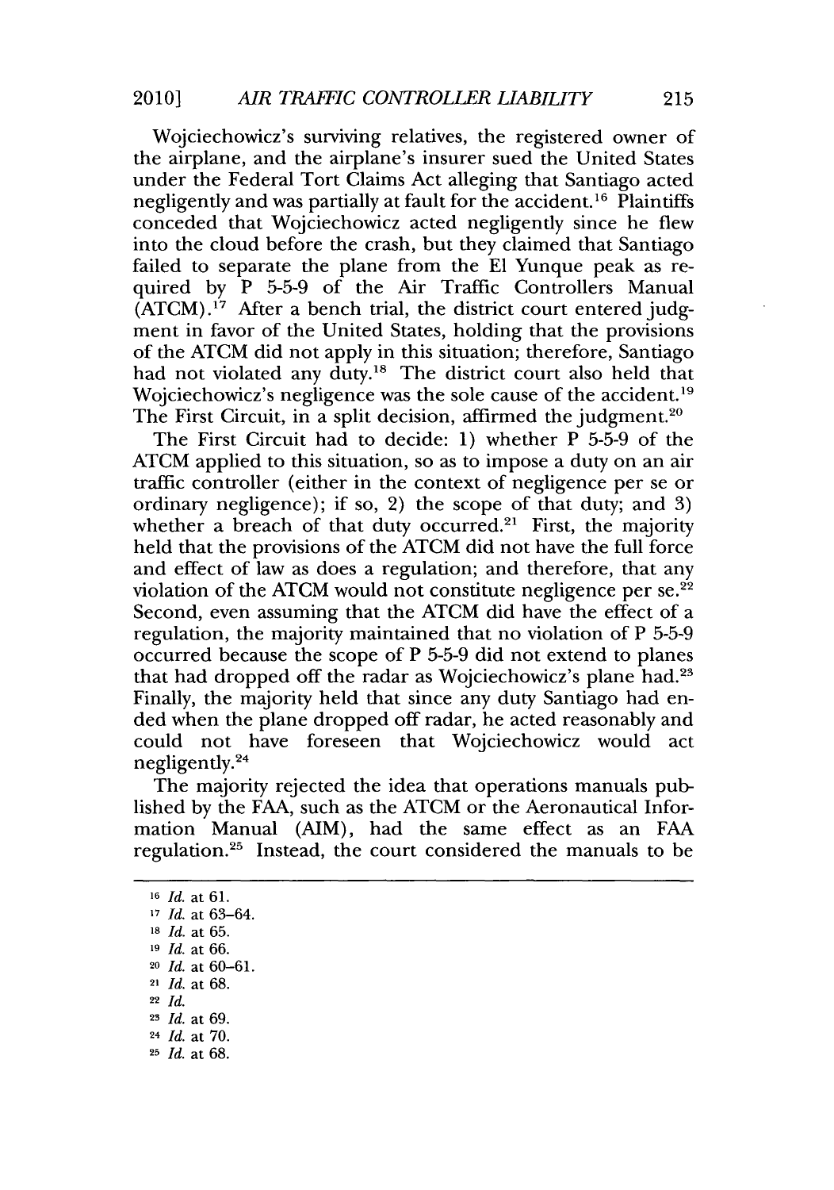Wojciechowicz's surviving relatives, the registered owner of the airplane, and the airplane's insurer sued the United States under the Federal Tort Claims Act alleging that Santiago acted negligently and was partially at fault for the accident.[16] Plaintiffs conceded that Wojciechowicz acted negligently since he flew into the cloud before the crash, but they claimed that Santiago failed to separate the plane from the El Yunque peak as required by P 5-5-9 of the Air Traffic Controllers Manual (ATCM).[17] After a bench trial, the district court entered judgment in favor of the United States, holding that the provisions of the ATCM did not apply in this situation; therefore, Santiago had not violated any duty.[18] The district court also held that Wojciechowicz's negligence was the sole cause of the accident.[19] The First Circuit, in a split decision, affirmed the judgment.[20]

The First Circuit had to decide: 1) whether P 5-5-9 of the ATCM applied to this situation, so as to impose a duty on an air traffic controller (either in the context of negligence per se or ordinary negligence); if so, 2) the scope of that duty; and 3) whether a breach of that duty occurred.[21] First, the majority held that the provisions of the ATCM did not have the full force and effect of law as does a regulation; and therefore, that any violation of the ATCM would not constitute negligence per se.[22] Second, even assuming that the ATCM did have the effect of a regulation, the majority maintained that no violation of P 5-5-9 occurred because the scope of P 5-5-9 did not extend to planes that had dropped off the radar as Wojciechowicz's plane had.[23] Finally, the majority held that since any duty Santiago had ended when the plane dropped off radar, he acted reasonably and could not have foreseen that Wojciechowicz would act negligently.[24]

The majority rejected the idea that operations manuals published by the FAA, such as the ATCM or the Aeronautical Information Manual (AIM), had the same effect as an FAA regulation.[25] Instead, the court considered the manuals to be

---

[16] *Id.* at 61.

[17] *Id.* at 63–64.

[18] *Id.* at 65.

[19] *Id.* at 66.

[20] *Id.* at 60–61.

[21] *Id.* at 68.

[22] *Id.*

[23] *Id.* at 69.

[24] *Id.* at 70.

[25] *Id.* at 68.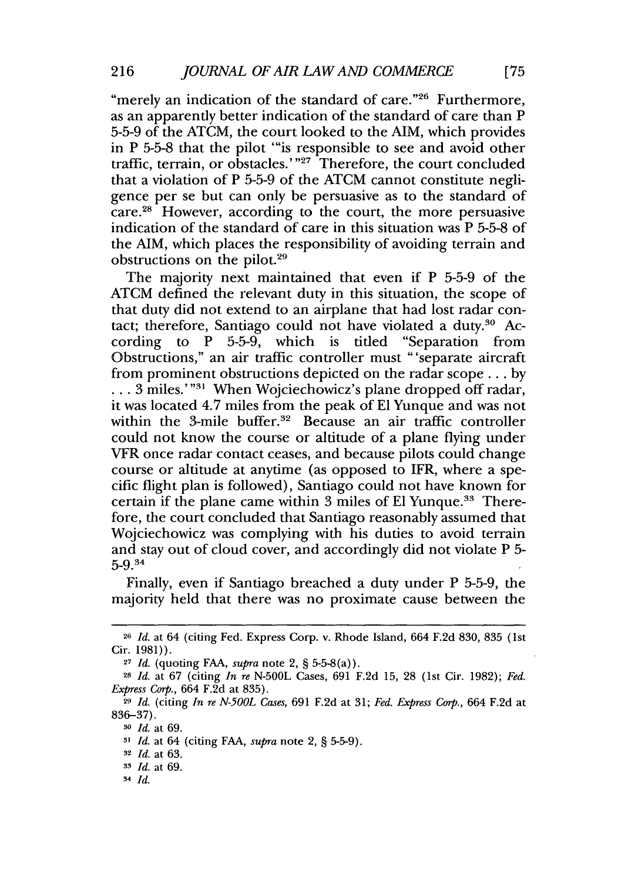"merely an indication of the standard of care."[26] Furthermore, as an apparently better indication of the standard of care than P 5-5-9 of the ATCM, the court looked to the AIM, which provides in P 5-5-8 that the pilot '"is responsible to see and avoid other traffic, terrain, or obstacles.'"[27] Therefore, the court concluded that a violation of P 5-5-9 of the ATCM cannot constitute negligence per se but can only be persuasive as to the standard of care.[28] However, according to the court, the more persuasive indication of the standard of care in this situation was P 5-5-8 of the AIM, which places the responsibility of avoiding terrain and obstructions on the pilot.[29]

The majority next maintained that even if P 5-5-9 of the ATCM defined the relevant duty in this situation, the scope of that duty did not extend to an airplane that had lost radar contact; therefore, Santiago could not have violated a duty.[30] According to P 5-5-9, which is titled "Separation from Obstructions," an air traffic controller must "'separate aircraft from prominent obstructions depicted on the radar scope . . . by . . . 3 miles.'"[31] When Wojciechowicz's plane dropped off radar, it was located 4.7 miles from the peak of El Yunque and was not within the 3-mile buffer.[32] Because an air traffic controller could not know the course or altitude of a plane flying under VFR once radar contact ceases, and because pilots could change course or altitude at anytime (as opposed to IFR, where a specific flight plan is followed), Santiago could not have known for certain if the plane came within 3 miles of El Yunque.[33] Therefore, the court concluded that Santiago reasonably assumed that Wojciechowicz was complying with his duties to avoid terrain and stay out of cloud cover, and accordingly did not violate P 5-5-9.[34]

Finally, even if Santiago breached a duty under P 5-5-9, the majority held that there was no proximate cause between the

---

[26] *Id.* at 64 (citing Fed. Express Corp. v. Rhode Island, 664 F.2d 830, 835 (1st Cir. 1981)).

[27] *Id.* (quoting FAA, *supra* note 2, § 5-5-8(a)).

[28] *Id.* at 67 (citing *In re* N-500L Cases, 691 F.2d 15, 28 (1st Cir. 1982); *Fed. Express Corp.*, 664 F.2d at 835).

[29] *Id.* (citing *In re N-500L Cases*, 691 F.2d at 31; *Fed. Express Corp.*, 664 F.2d at 836–37).

[30] *Id.* at 69.

[31] *Id.* at 64 (citing FAA, *supra* note 2, § 5-5-9).

[32] *Id.* at 63.

[33] *Id.* at 69.

[34] *Id.*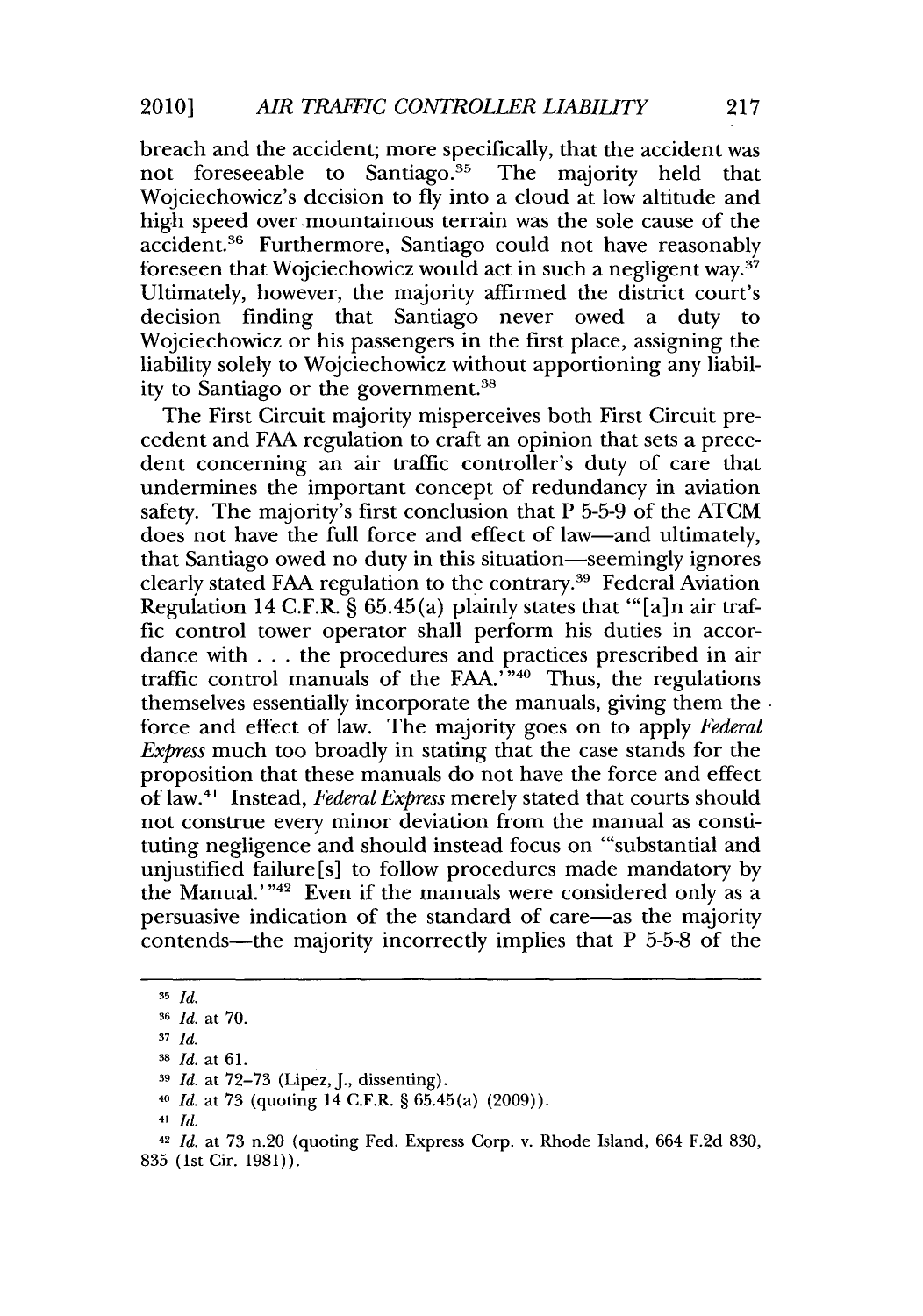breach and the accident; more specifically, that the accident was not foreseeable to Santiago.[35] The majority held that Wojciechowicz's decision to fly into a cloud at low altitude and high speed over mountainous terrain was the sole cause of the accident.[36] Furthermore, Santiago could not have reasonably foreseen that Wojciechowicz would act in such a negligent way.[37] Ultimately, however, the majority affirmed the district court's decision finding that Santiago never owed a duty to Wojciechowicz or his passengers in the first place, assigning the liability solely to Wojciechowicz without apportioning any liability to Santiago or the government.[38]

The First Circuit majority misperceives both First Circuit precedent and FAA regulation to craft an opinion that sets a precedent concerning an air traffic controller's duty of care that undermines the important concept of redundancy in aviation safety. The majority's first conclusion that P 5-5-9 of the ATCM does not have the full force and effect of law—and ultimately, that Santiago owed no duty in this situation—seemingly ignores clearly stated FAA regulation to the contrary.[39] Federal Aviation Regulation 14 C.F.R. § 65.45(a) plainly states that "'[a]n air traffic control tower operator shall perform his duties in accordance with . . . the procedures and practices prescribed in air traffic control manuals of the FAA.'"[40] Thus, the regulations themselves essentially incorporate the manuals, giving them the force and effect of law. The majority goes on to apply *Federal Express* much too broadly in stating that the case stands for the proposition that these manuals do not have the force and effect of law.[41] Instead, *Federal Express* merely stated that courts should not construe every minor deviation from the manual as constituting negligence and should instead focus on "'substantial and unjustified failure[s] to follow procedures made mandatory by the Manual.'"[42] Even if the manuals were considered only as a persuasive indication of the standard of care—as the majority contends—the majority incorrectly implies that P 5-5-8 of the

---

[35] *Id.*

[36] *Id.* at 70.

[37] *Id.*

[38] *Id.* at 61.

[39] *Id.* at 72–73 (Lipez, J., dissenting).

[40] *Id.* at 73 (quoting 14 C.F.R. § 65.45(a) (2009)).

[41] *Id.*

[42] *Id.* at 73 n.20 (quoting Fed. Express Corp. v. Rhode Island, 664 F.2d 830, 835 (1st Cir. 1981)).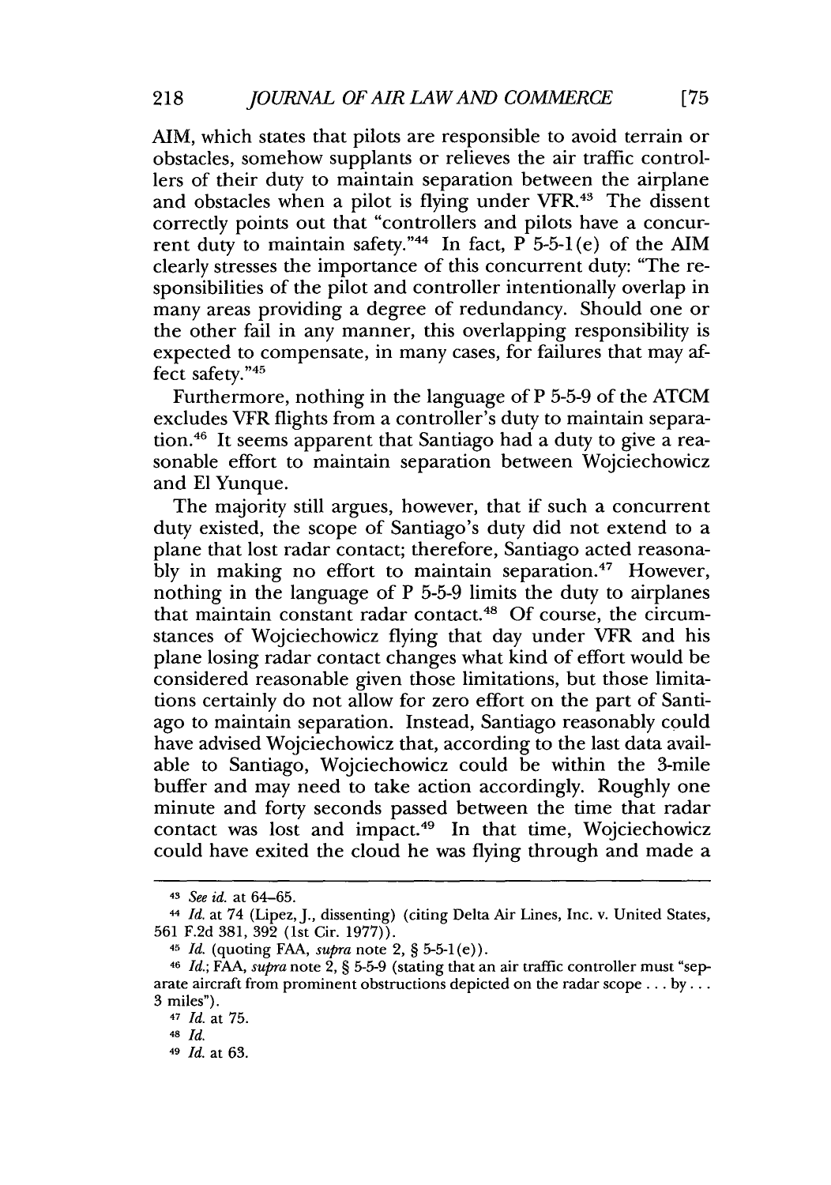AIM, which states that pilots are responsible to avoid terrain or obstacles, somehow supplants or relieves the air traffic controllers of their duty to maintain separation between the airplane and obstacles when a pilot is flying under VFR.[43] The dissent correctly points out that "controllers and pilots have a concurrent duty to maintain safety."[44] In fact, P 5-5-1(e) of the AIM clearly stresses the importance of this concurrent duty: "The responsibilities of the pilot and controller intentionally overlap in many areas providing a degree of redundancy. Should one or the other fail in any manner, this overlapping responsibility is expected to compensate, in many cases, for failures that may affect safety."[45]

Furthermore, nothing in the language of P 5-5-9 of the ATCM excludes VFR flights from a controller's duty to maintain separation.[46] It seems apparent that Santiago had a duty to give a reasonable effort to maintain separation between Wojciechowicz and El Yunque.

The majority still argues, however, that if such a concurrent duty existed, the scope of Santiago's duty did not extend to a plane that lost radar contact; therefore, Santiago acted reasonably in making no effort to maintain separation.[47] However, nothing in the language of P 5-5-9 limits the duty to airplanes that maintain constant radar contact.[48] Of course, the circumstances of Wojciechowicz flying that day under VFR and his plane losing radar contact changes what kind of effort would be considered reasonable given those limitations, but those limitations certainly do not allow for zero effort on the part of Santiago to maintain separation. Instead, Santiago reasonably could have advised Wojciechowicz that, according to the last data available to Santiago, Wojciechowicz could be within the 3-mile buffer and may need to take action accordingly. Roughly one minute and forty seconds passed between the time that radar contact was lost and impact.[49] In that time, Wojciechowicz could have exited the cloud he was flying through and made a

---

[43] *See id.* at 64–65.

[44] *Id.* at 74 (Lipez, J., dissenting) (citing Delta Air Lines, Inc. v. United States, 561 F.2d 381, 392 (1st Cir. 1977)).

[45] *Id.* (quoting FAA, *supra* note 2, § 5-5-1(e)).

[46] *Id.*; FAA, *supra* note 2, § 5-5-9 (stating that an air traffic controller must "separate aircraft from prominent obstructions depicted on the radar scope . . . by . . . 3 miles").

[47] *Id.* at 75.

[48] *Id.*

[49] *Id.* at 63.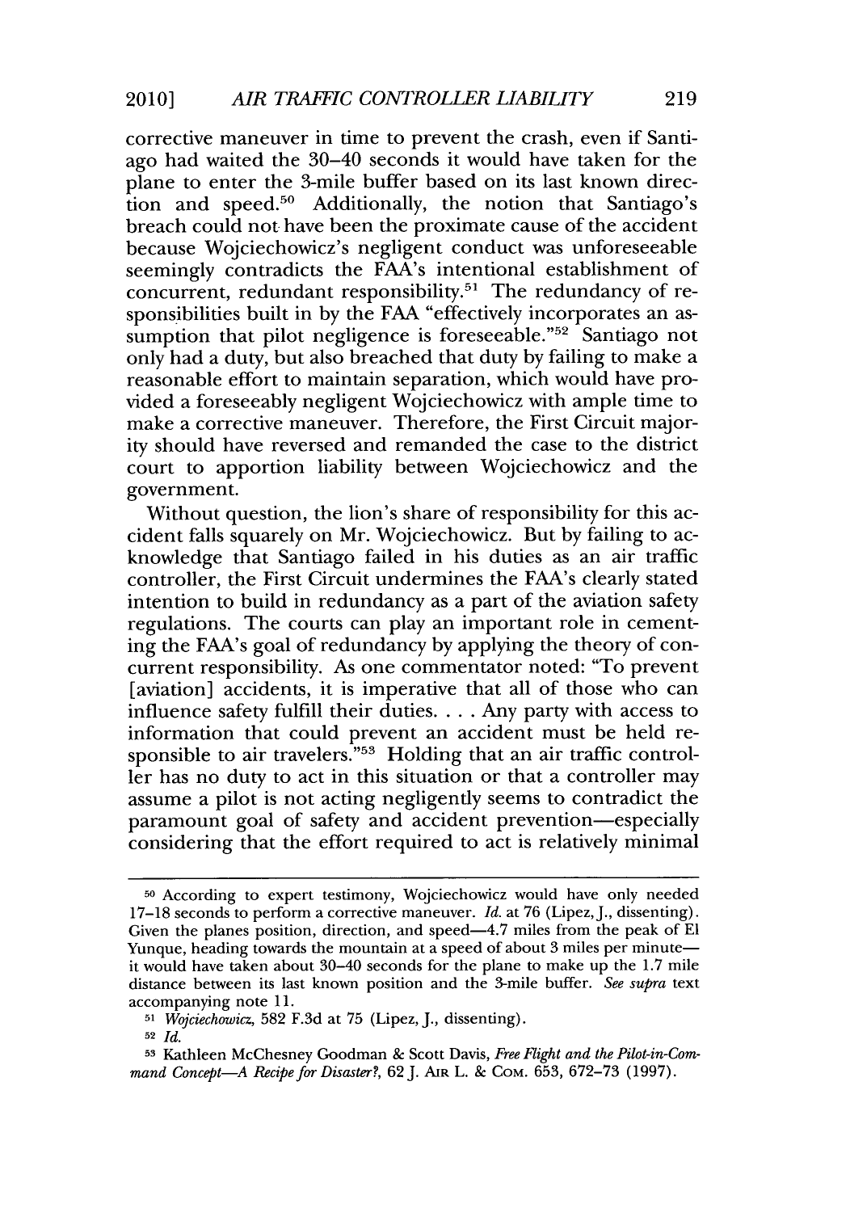corrective maneuver in time to prevent the crash, even if Santiago had waited the 30–40 seconds it would have taken for the plane to enter the 3-mile buffer based on its last known direction and speed.[50] Additionally, the notion that Santiago's breach could not have been the proximate cause of the accident because Wojciechowicz's negligent conduct was unforeseeable seemingly contradicts the FAA's intentional establishment of concurrent, redundant responsibility.[51] The redundancy of responsibilities built in by the FAA "effectively incorporates an assumption that pilot negligence is foreseeable."[52] Santiago not only had a duty, but also breached that duty by failing to make a reasonable effort to maintain separation, which would have provided a foreseeably negligent Wojciechowicz with ample time to make a corrective maneuver. Therefore, the First Circuit majority should have reversed and remanded the case to the district court to apportion liability between Wojciechowicz and the government.

Without question, the lion's share of responsibility for this accident falls squarely on Mr. Wojciechowicz. But by failing to acknowledge that Santiago failed in his duties as an air traffic controller, the First Circuit undermines the FAA's clearly stated intention to build in redundancy as a part of the aviation safety regulations. The courts can play an important role in cementing the FAA's goal of redundancy by applying the theory of concurrent responsibility. As one commentator noted: "To prevent [aviation] accidents, it is imperative that all of those who can influence safety fulfill their duties. . . . Any party with access to information that could prevent an accident must be held responsible to air travelers."[53] Holding that an air traffic controller has no duty to act in this situation or that a controller may assume a pilot is not acting negligently seems to contradict the paramount goal of safety and accident prevention—especially considering that the effort required to act is relatively minimal

---

[50] According to expert testimony, Wojciechowicz would have only needed 17–18 seconds to perform a corrective maneuver. *Id.* at 76 (Lipez, J., dissenting). Given the planes position, direction, and speed—4.7 miles from the peak of El Yunque, heading towards the mountain at a speed of about 3 miles per minute—it would have taken about 30–40 seconds for the plane to make up the 1.7 mile distance between its last known position and the 3-mile buffer. *See supra* text accompanying note 11.

[51] *Wojciechowicz*, 582 F.3d at 75 (Lipez, J., dissenting).

[52] *Id.*

[53] Kathleen McChesney Goodman & Scott Davis, *Free Flight and the Pilot-in-Command Concept—A Recipe for Disaster?*, 62 J. AIR L. & COM. 653, 672–73 (1997).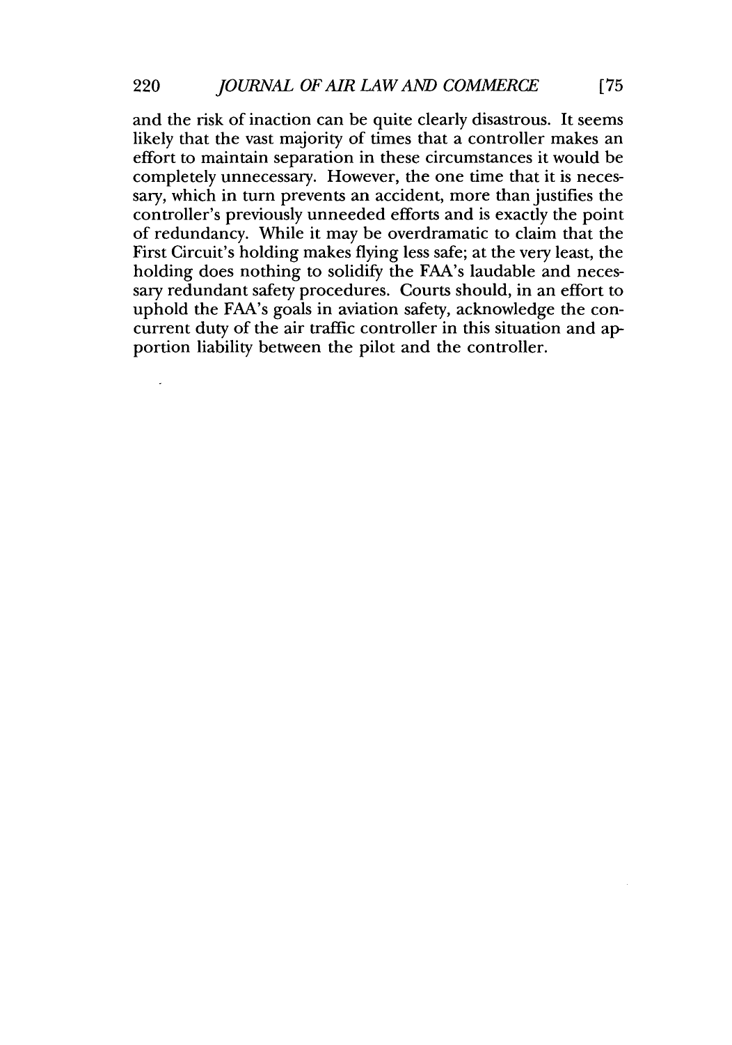and the risk of inaction can be quite clearly disastrous. It seems likely that the vast majority of times that a controller makes an effort to maintain separation in these circumstances it would be completely unnecessary. However, the one time that it is necessary, which in turn prevents an accident, more than justifies the controller's previously unneeded efforts and is exactly the point of redundancy. While it may be overdramatic to claim that the First Circuit's holding makes flying less safe; at the very least, the holding does nothing to solidify the FAA's laudable and necessary redundant safety procedures. Courts should, in an effort to uphold the FAA's goals in aviation safety, acknowledge the concurrent duty of the air traffic controller in this situation and apportion liability between the pilot and the controller.